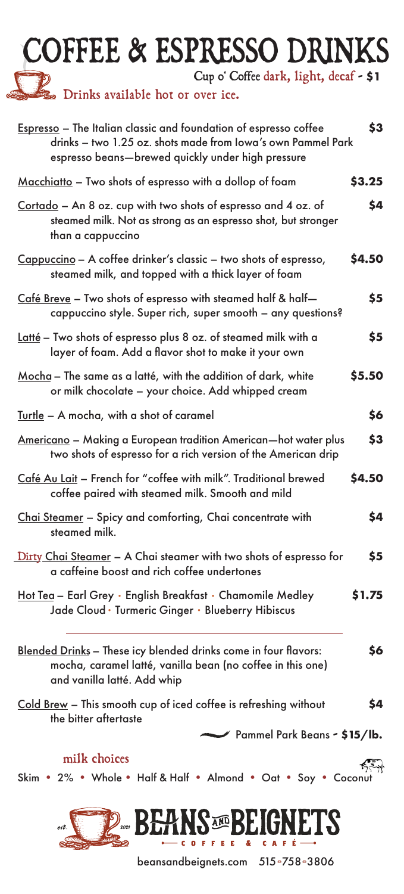# COFFEE & ESPRESSO DRINKS

Cup o' Coffee dark, light, decaf - $1

Drinks available hot or over ice.

| Drink | Price |
|---|---|
| Espresso – The Italian classic and foundation of espresso coffee drinks – two 1.25 oz. shots made from Iowa's own Pammel Park espresso beans—brewed quickly under high pressure | $3 |
| Macchiatto – Two shots of espresso with a dollop of foam | $3.25 |
| Cortado – An 8 oz. cup with two shots of espresso and 4 oz. of steamed milk. Not as strong as an espresso shot, but stronger than a cappuccino | $4 |
| Cappuccino – A coffee drinker's classic – two shots of espresso, steamed milk, and topped with a thick layer of foam | $4.50 |
| Café Breve – Two shots of espresso with steamed half & half—cappuccino style. Super rich, super smooth – any questions? | $5 |
| Latté – Two shots of espresso plus 8 oz. of steamed milk with a layer of foam. Add a flavor shot to make it your own | $5 |
| Mocha – The same as a latté, with the addition of dark, white or milk chocolate – your choice. Add whipped cream | $5.50 |
| Turtle – A mocha, with a shot of caramel | $6 |
| Americano – Making a European tradition American—hot water plus two shots of espresso for a rich version of the American drip | $3 |
| Café Au Lait – French for "coffee with milk". Traditional brewed coffee paired with steamed milk. Smooth and mild | $4.50 |
| Chai Steamer – Spicy and comforting, Chai concentrate with steamed milk. | $4 |
| Dirty Chai Steamer – A Chai steamer with two shots of espresso for a caffeine boost and rich coffee undertones | $5 |
| Hot Tea – Earl Grey • English Breakfast • Chamomile Medley • Jade Cloud • Turmeric Ginger • Blueberry Hibiscus | $1.75 |
| Blended Drinks – These icy blended drinks come in four flavors: mocha, caramel latté, vanilla bean (no coffee in this one) and vanilla latté. Add whip | $6 |
| Cold Brew – This smooth cup of iced coffee is refreshing without the bitter aftertaste | $4 |

Pammel Park Beans - $15/lb.

## milk choices

Skim • 2% • Whole • Half & Half • Almond • Oat • Soy • Coconut

BEANS AND BEIGNETS — COFFEE & CAFÉ — est. 2021

beansandbeignets.com 515•758•3806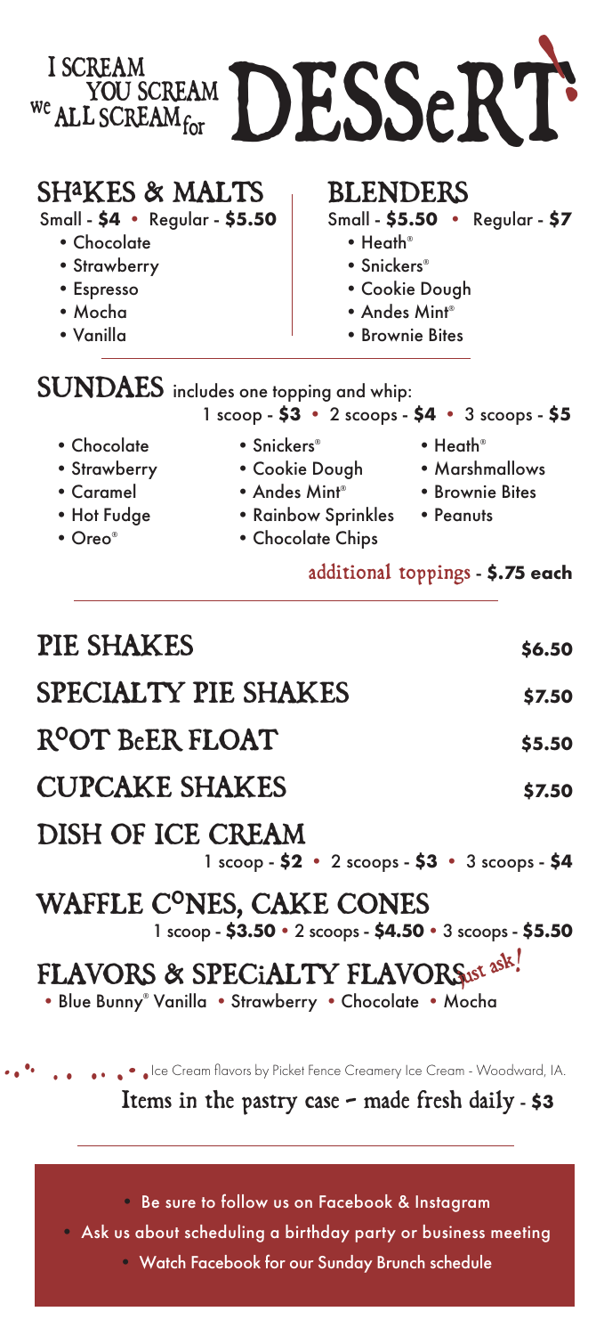# I SCREAM YOU SCREAM WE ALL SCREAM FOR DESSeRT

## SHaKES & MALTS

Small - **$4** • Regular - **$5.50**

- Chocolate
- Strawberry
- Espresso
- Mocha
- Vanilla

## BLENDERS

Small - **$5.50** • Regular - **$7**

- Heath®
- Snickers®
- Cookie Dough
- Andes Mint®
- Brownie Bites

## SUNDAES includes one topping and whip:

1 scoop - **$3** • 2 scoops - **$4** • 3 scoops - **$5**

- Chocolate
- Strawberry
- Caramel
- Hot Fudge
- Oreo®
- Snickers®
- Cookie Dough
- Andes Mint®
- Rainbow Sprinkles
- Chocolate Chips
- Heath®
- Marshmallows
- Brownie Bites
- Peanuts

additional toppings - **$.75 each**

## PIE SHAKES — $6.50

## SPECIALTY PIE SHAKES — $7.50

## ROOT BeER FLOAT — $5.50

## CUPCAKE SHAKES — $7.50

## DISH OF ICE CREAM

1 scoop - **$2** • 2 scoops - **$3** • 3 scoops - **$4**

## WAFFLE CONES, CAKE CONES

1 scoop - **$3.50** • 2 scoops - **$4.50** • 3 scoops - **$5.50**

## FLAVORS & SPECiALTY FLAVORS just ask!

- Blue Bunny® Vanilla • Strawberry • Chocolate • Mocha

Ice Cream flavors by Picket Fence Creamery Ice Cream - Woodward, IA.

Items in the pastry case - made fresh daily - **$3**

- Be sure to follow us on Facebook & Instagram
- Ask us about scheduling a birthday party or business meeting
- Watch Facebook for our Sunday Brunch schedule